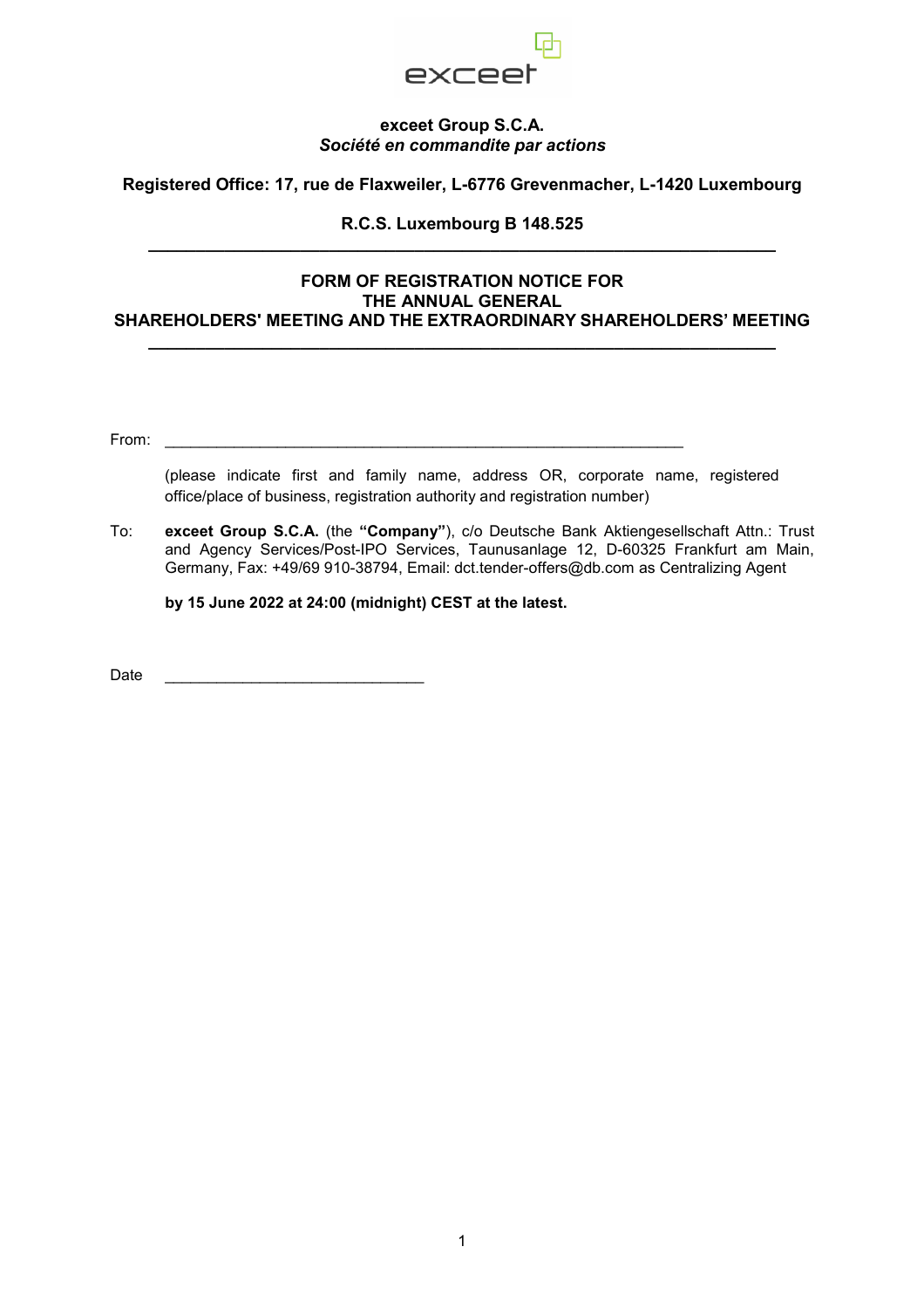**exceet Group S.C.A.**
***Société en commandite par actions***

**Registered Office: 17, rue de Flaxweiler, L-6776 Grevenmacher, L-1420 Luxembourg**

**R.C.S. Luxembourg B 148.525**

---

# FORM OF REGISTRATION NOTICE FOR THE ANNUAL GENERAL SHAREHOLDERS' MEETING AND THE EXTRAORDINARY SHAREHOLDERS' MEETING

---

From: ____________________________________________________________

(please indicate first and family name, address OR, corporate name, registered office/place of business, registration authority and registration number)

To: **exceet Group S.C.A.** (the **"Company"**), c/o Deutsche Bank Aktiengesellschaft Attn.: Trust and Agency Services/Post-IPO Services, Taunusanlage 12, D-60325 Frankfurt am Main, Germany, Fax: +49/69 910-38794, Email: dct.tender-offers@db.com as Centralizing Agent

**by 15 June 2022 at 24:00 (midnight) CEST at the latest.**

Date ______________________________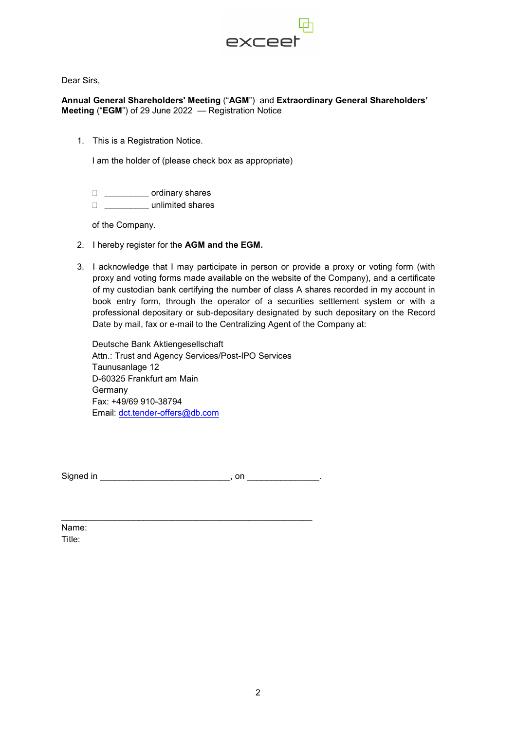Dear Sirs,

**Annual General Shareholders' Meeting** ("**AGM**") and **Extraordinary General Shareholders' Meeting** ("**EGM**") of 29 June 2022 — Registration Notice

1. This is a Registration Notice.

   I am the holder of (please check box as appropriate)

   ☐ __________ ordinary shares
   ☐ __________ unlimited shares

   of the Company.

2. I hereby register for the **AGM and the EGM.**

3. I acknowledge that I may participate in person or provide a proxy or voting form (with proxy and voting forms made available on the website of the Company), and a certificate of my custodian bank certifying the number of class A shares recorded in my account in book entry form, through the operator of a securities settlement system or with a professional depositary or sub-depositary designated by such depositary on the Record Date by mail, fax or e-mail to the Centralizing Agent of the Company at:

   Deutsche Bank Aktiengesellschaft
   Attn.: Trust and Agency Services/Post-IPO Services
   Taunusanlage 12
   D-60325 Frankfurt am Main
   Germany
   Fax: +49/69 910-38794
   Email: dct.tender-offers@db.com

Signed in ___________________________, on _______________.

_______________________________________________________
Name:
Title: